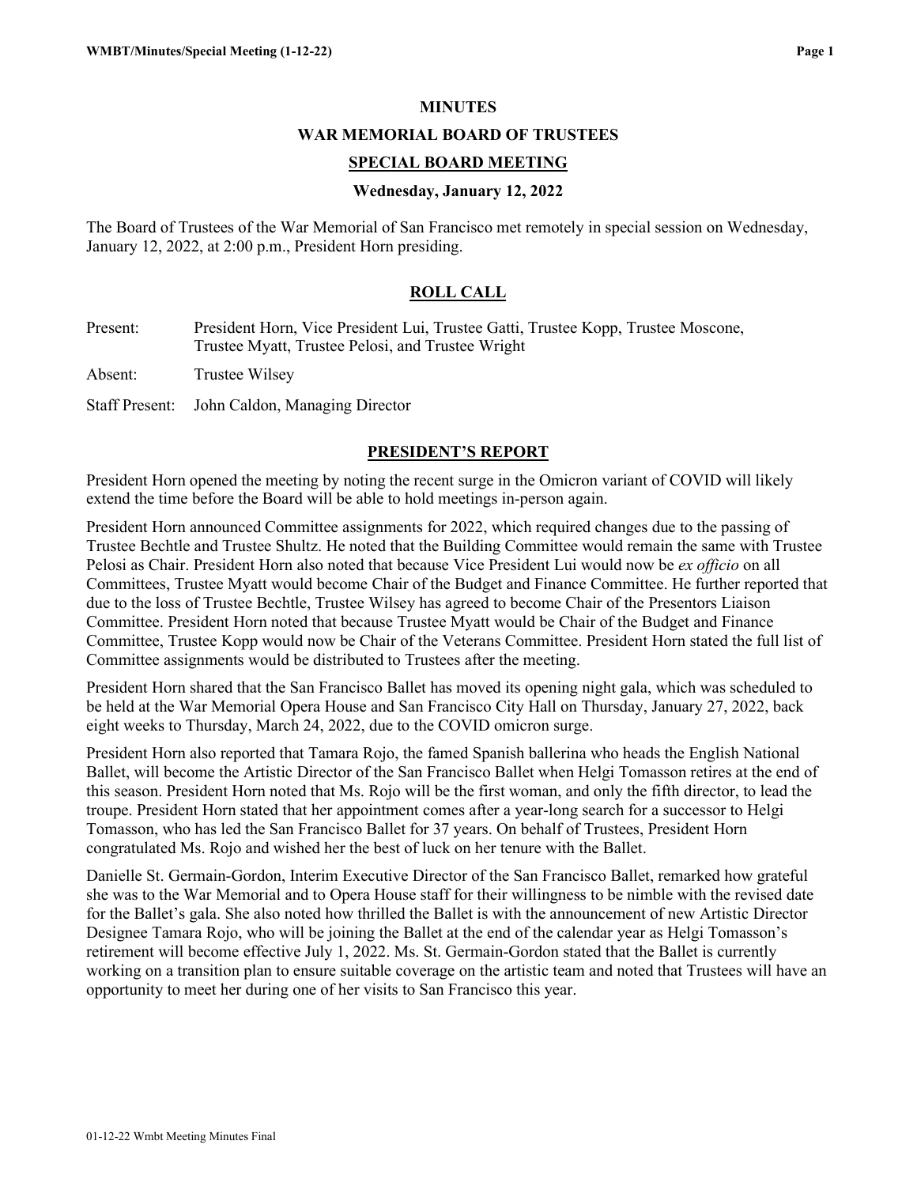# MINUTES

# WAR MEMORIAL BOARD OF TRUSTEES

## SPECIAL BOARD MEETING

### Wednesday, January 12, 2022

The Board of Trustees of the War Memorial of San Francisco met remotely in special session on Wednesday, January 12, 2022, at 2:00 p.m., President Horn presiding.

## ROLL CALL

Present: President Horn, Vice President Lui, Trustee Gatti, Trustee Kopp, Trustee Moscone, Trustee Myatt, Trustee Pelosi, and Trustee Wright

Absent: Trustee Wilsey

Staff Present: John Caldon, Managing Director

## PRESIDENT'S REPORT

President Horn opened the meeting by noting the recent surge in the Omicron variant of COVID will likely extend the time before the Board will be able to hold meetings in-person again.

President Horn announced Committee assignments for 2022, which required changes due to the passing of Trustee Bechtle and Trustee Shultz. He noted that the Building Committee would remain the same with Trustee Pelosi as Chair. President Horn also noted that because Vice President Lui would now be *ex officio* on all Committees, Trustee Myatt would become Chair of the Budget and Finance Committee. He further reported that due to the loss of Trustee Bechtle, Trustee Wilsey has agreed to become Chair of the Presentors Liaison Committee. President Horn noted that because Trustee Myatt would be Chair of the Budget and Finance Committee, Trustee Kopp would now be Chair of the Veterans Committee. President Horn stated the full list of Committee assignments would be distributed to Trustees after the meeting.

President Horn shared that the San Francisco Ballet has moved its opening night gala, which was scheduled to be held at the War Memorial Opera House and San Francisco City Hall on Thursday, January 27, 2022, back eight weeks to Thursday, March 24, 2022, due to the COVID omicron surge.

President Horn also reported that Tamara Rojo, the famed Spanish ballerina who heads the English National Ballet, will become the Artistic Director of the San Francisco Ballet when Helgi Tomasson retires at the end of this season. President Horn noted that Ms. Rojo will be the first woman, and only the fifth director, to lead the troupe. President Horn stated that her appointment comes after a year-long search for a successor to Helgi Tomasson, who has led the San Francisco Ballet for 37 years. On behalf of Trustees, President Horn congratulated Ms. Rojo and wished her the best of luck on her tenure with the Ballet.

Danielle St. Germain-Gordon, Interim Executive Director of the San Francisco Ballet, remarked how grateful she was to the War Memorial and to Opera House staff for their willingness to be nimble with the revised date for the Ballet's gala. She also noted how thrilled the Ballet is with the announcement of new Artistic Director Designee Tamara Rojo, who will be joining the Ballet at the end of the calendar year as Helgi Tomasson's retirement will become effective July 1, 2022. Ms. St. Germain-Gordon stated that the Ballet is currently working on a transition plan to ensure suitable coverage on the artistic team and noted that Trustees will have an opportunity to meet her during one of her visits to San Francisco this year.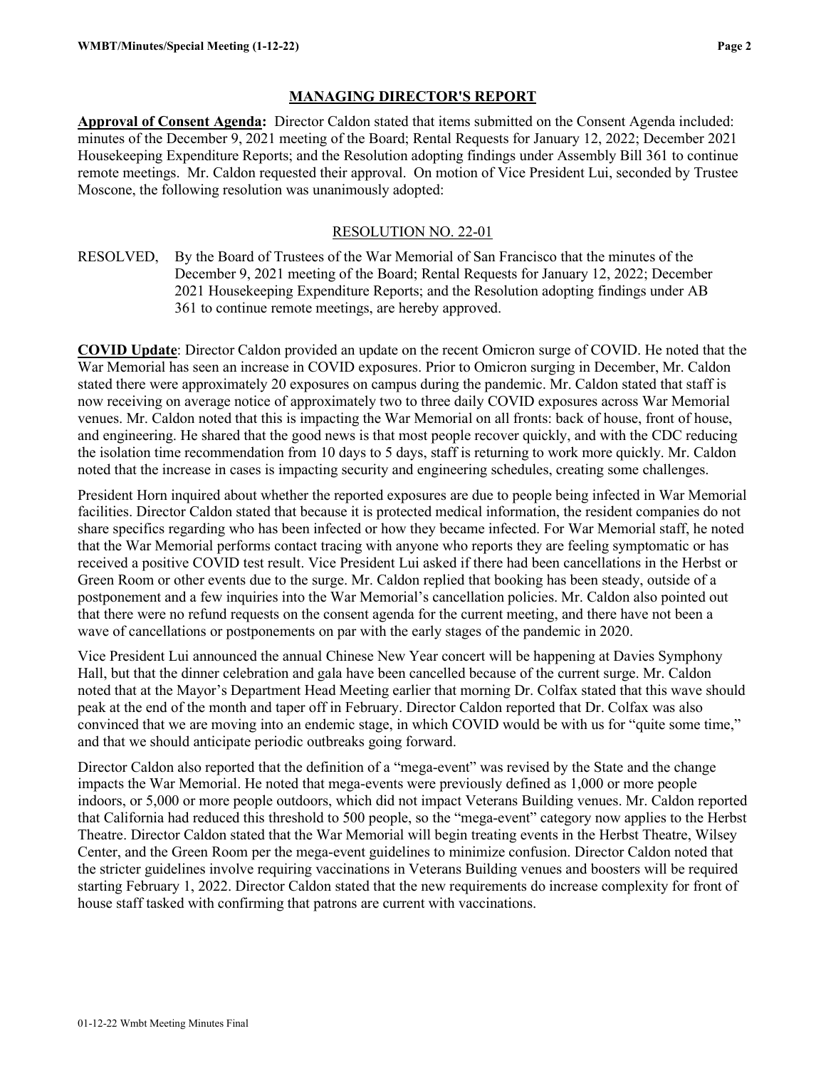## MANAGING DIRECTOR'S REPORT

**Approval of Consent Agenda:** Director Caldon stated that items submitted on the Consent Agenda included: minutes of the December 9, 2021 meeting of the Board; Rental Requests for January 12, 2022; December 2021 Housekeeping Expenditure Reports; and the Resolution adopting findings under Assembly Bill 361 to continue remote meetings. Mr. Caldon requested their approval. On motion of Vice President Lui, seconded by Trustee Moscone, the following resolution was unanimously adopted:

RESOLUTION NO. 22-01

RESOLVED, By the Board of Trustees of the War Memorial of San Francisco that the minutes of the December 9, 2021 meeting of the Board; Rental Requests for January 12, 2022; December 2021 Housekeeping Expenditure Reports; and the Resolution adopting findings under AB 361 to continue remote meetings, are hereby approved.

**COVID Update**: Director Caldon provided an update on the recent Omicron surge of COVID. He noted that the War Memorial has seen an increase in COVID exposures. Prior to Omicron surging in December, Mr. Caldon stated there were approximately 20 exposures on campus during the pandemic. Mr. Caldon stated that staff is now receiving on average notice of approximately two to three daily COVID exposures across War Memorial venues. Mr. Caldon noted that this is impacting the War Memorial on all fronts: back of house, front of house, and engineering. He shared that the good news is that most people recover quickly, and with the CDC reducing the isolation time recommendation from 10 days to 5 days, staff is returning to work more quickly. Mr. Caldon noted that the increase in cases is impacting security and engineering schedules, creating some challenges.

President Horn inquired about whether the reported exposures are due to people being infected in War Memorial facilities. Director Caldon stated that because it is protected medical information, the resident companies do not share specifics regarding who has been infected or how they became infected. For War Memorial staff, he noted that the War Memorial performs contact tracing with anyone who reports they are feeling symptomatic or has received a positive COVID test result. Vice President Lui asked if there had been cancellations in the Herbst or Green Room or other events due to the surge. Mr. Caldon replied that booking has been steady, outside of a postponement and a few inquiries into the War Memorial's cancellation policies. Mr. Caldon also pointed out that there were no refund requests on the consent agenda for the current meeting, and there have not been a wave of cancellations or postponements on par with the early stages of the pandemic in 2020.

Vice President Lui announced the annual Chinese New Year concert will be happening at Davies Symphony Hall, but that the dinner celebration and gala have been cancelled because of the current surge. Mr. Caldon noted that at the Mayor's Department Head Meeting earlier that morning Dr. Colfax stated that this wave should peak at the end of the month and taper off in February. Director Caldon reported that Dr. Colfax was also convinced that we are moving into an endemic stage, in which COVID would be with us for "quite some time," and that we should anticipate periodic outbreaks going forward.

Director Caldon also reported that the definition of a "mega-event" was revised by the State and the change impacts the War Memorial. He noted that mega-events were previously defined as 1,000 or more people indoors, or 5,000 or more people outdoors, which did not impact Veterans Building venues. Mr. Caldon reported that California had reduced this threshold to 500 people, so the "mega-event" category now applies to the Herbst Theatre. Director Caldon stated that the War Memorial will begin treating events in the Herbst Theatre, Wilsey Center, and the Green Room per the mega-event guidelines to minimize confusion. Director Caldon noted that the stricter guidelines involve requiring vaccinations in Veterans Building venues and boosters will be required starting February 1, 2022. Director Caldon stated that the new requirements do increase complexity for front of house staff tasked with confirming that patrons are current with vaccinations.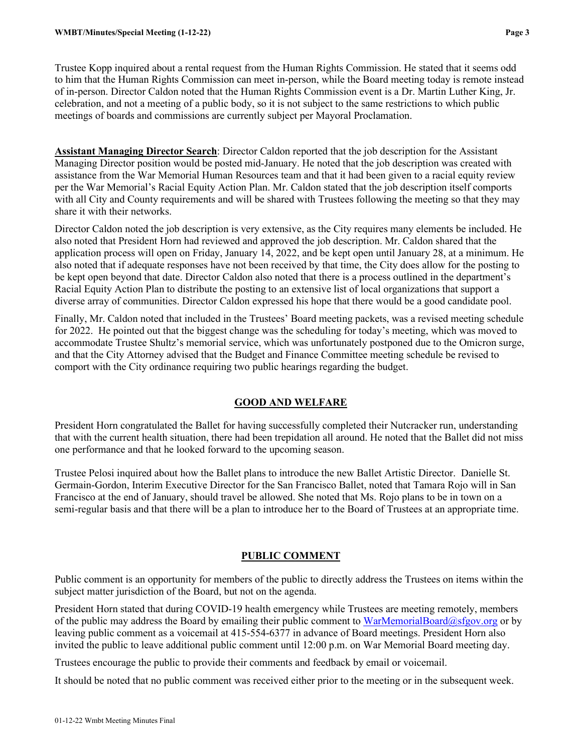Trustee Kopp inquired about a rental request from the Human Rights Commission. He stated that it seems odd to him that the Human Rights Commission can meet in-person, while the Board meeting today is remote instead of in-person. Director Caldon noted that the Human Rights Commission event is a Dr. Martin Luther King, Jr. celebration, and not a meeting of a public body, so it is not subject to the same restrictions to which public meetings of boards and commissions are currently subject per Mayoral Proclamation.

**Assistant Managing Director Search**: Director Caldon reported that the job description for the Assistant Managing Director position would be posted mid-January. He noted that the job description was created with assistance from the War Memorial Human Resources team and that it had been given to a racial equity review per the War Memorial's Racial Equity Action Plan. Mr. Caldon stated that the job description itself comports with all City and County requirements and will be shared with Trustees following the meeting so that they may share it with their networks.

Director Caldon noted the job description is very extensive, as the City requires many elements be included. He also noted that President Horn had reviewed and approved the job description. Mr. Caldon shared that the application process will open on Friday, January 14, 2022, and be kept open until January 28, at a minimum. He also noted that if adequate responses have not been received by that time, the City does allow for the posting to be kept open beyond that date. Director Caldon also noted that there is a process outlined in the department's Racial Equity Action Plan to distribute the posting to an extensive list of local organizations that support a diverse array of communities. Director Caldon expressed his hope that there would be a good candidate pool.

Finally, Mr. Caldon noted that included in the Trustees' Board meeting packets, was a revised meeting schedule for 2022. He pointed out that the biggest change was the scheduling for today's meeting, which was moved to accommodate Trustee Shultz's memorial service, which was unfortunately postponed due to the Omicron surge, and that the City Attorney advised that the Budget and Finance Committee meeting schedule be revised to comport with the City ordinance requiring two public hearings regarding the budget.

## GOOD AND WELFARE

President Horn congratulated the Ballet for having successfully completed their Nutcracker run, understanding that with the current health situation, there had been trepidation all around. He noted that the Ballet did not miss one performance and that he looked forward to the upcoming season.

Trustee Pelosi inquired about how the Ballet plans to introduce the new Ballet Artistic Director. Danielle St. Germain-Gordon, Interim Executive Director for the San Francisco Ballet, noted that Tamara Rojo will in San Francisco at the end of January, should travel be allowed. She noted that Ms. Rojo plans to be in town on a semi-regular basis and that there will be a plan to introduce her to the Board of Trustees at an appropriate time.

## PUBLIC COMMENT

Public comment is an opportunity for members of the public to directly address the Trustees on items within the subject matter jurisdiction of the Board, but not on the agenda.

President Horn stated that during COVID-19 health emergency while Trustees are meeting remotely, members of the public may address the Board by emailing their public comment to WarMemorialBoard@sfgov.org or by leaving public comment as a voicemail at 415-554-6377 in advance of Board meetings. President Horn also invited the public to leave additional public comment until 12:00 p.m. on War Memorial Board meeting day.

Trustees encourage the public to provide their comments and feedback by email or voicemail.

It should be noted that no public comment was received either prior to the meeting or in the subsequent week.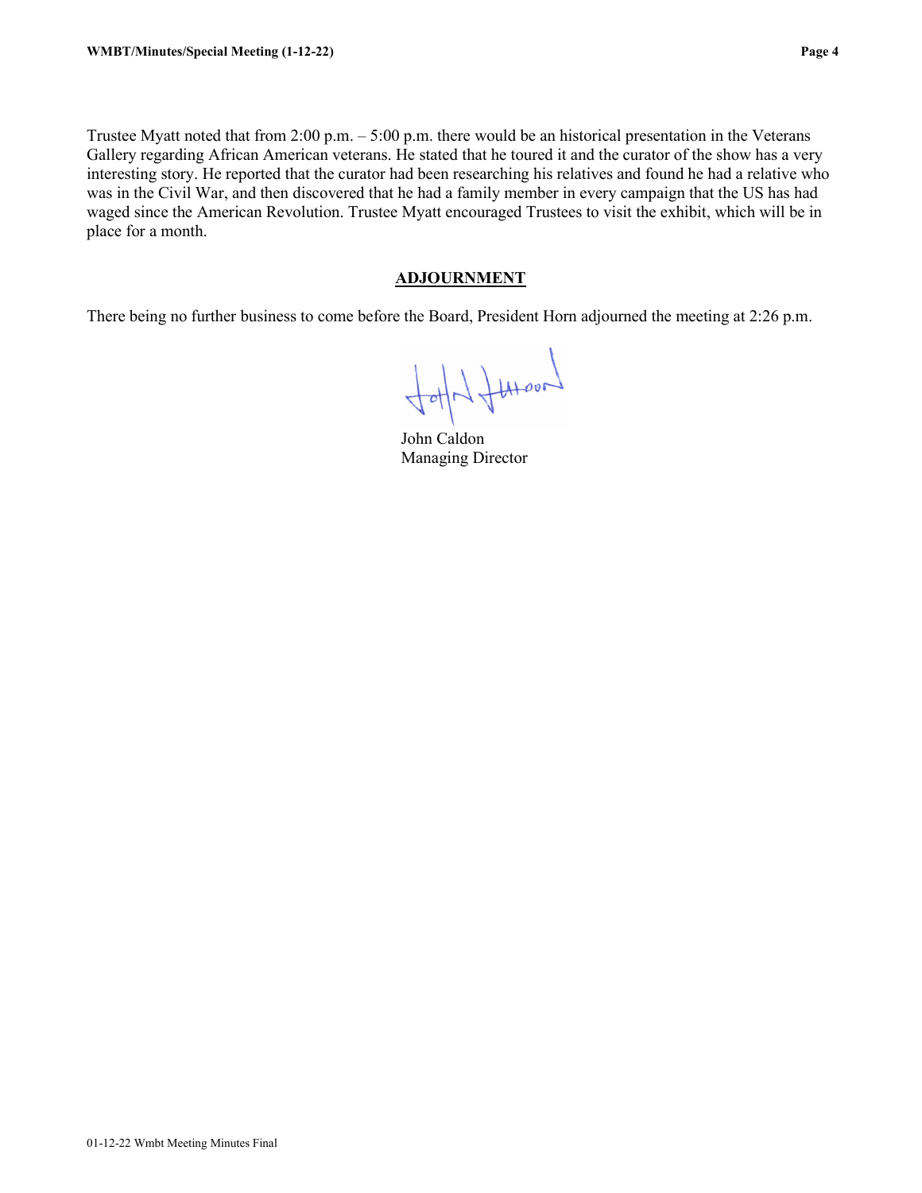Trustee Myatt noted that from 2:00 p.m. – 5:00 p.m. there would be an historical presentation in the Veterans Gallery regarding African American veterans. He stated that he toured it and the curator of the show has a very interesting story. He reported that the curator had been researching his relatives and found he had a relative who was in the Civil War, and then discovered that he had a family member in every campaign that the US has had waged since the American Revolution. Trustee Myatt encouraged Trustees to visit the exhibit, which will be in place for a month.

## ADJOURNMENT

There being no further business to come before the Board, President Horn adjourned the meeting at 2:26 p.m.

John Caldon
Managing Director